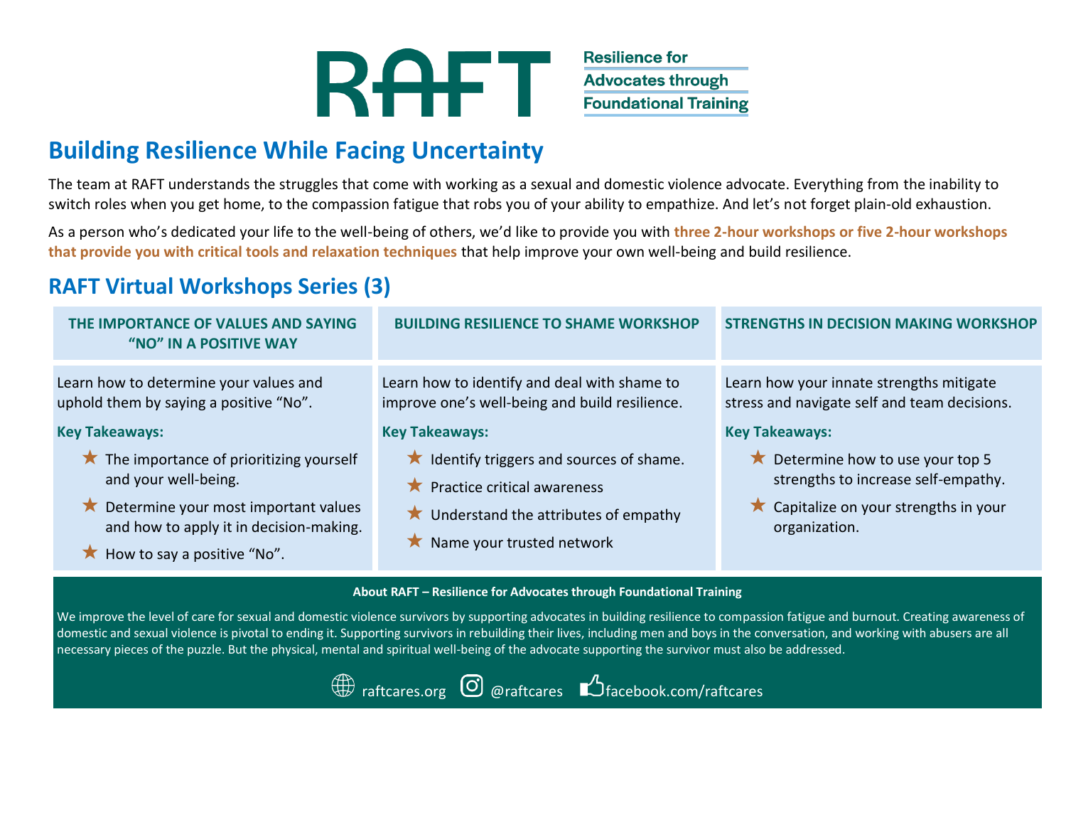# RAFT

**Resilience for Advocates through Foundational Training**

## Building Resilience While Facing Uncertainty

The team at RAFT understands the struggles that come with working as a sexual and domestic violence advocate. Everything from the inability to switch roles when you get home, to the compassion fatigue that robs you of your ability to empathize. And let's not forget plain-old exhaustion.

As a person who's dedicated your life to the well-being of others, we'd like to provide you with **three 2-hour workshops or five 2-hour workshops that provide you with critical tools and relaxation techniques** that help improve your own well-being and build resilience.

## RAFT Virtual Workshops Series (3)

### THE IMPORTANCE OF VALUES AND SAYING "NO" IN A POSITIVE WAY

Learn how to determine your values and uphold them by saying a positive "No".

**Key Takeaways:**

- ★ The importance of prioritizing yourself and your well-being.
- ★ Determine your most important values and how to apply it in decision-making.
- ★ How to say a positive "No".

### BUILDING RESILIENCE TO SHAME WORKSHOP

Learn how to identify and deal with shame to improve one's well-being and build resilience.

**Key Takeaways:**

- ★ Identify triggers and sources of shame.
- ★ Practice critical awareness
- ★ Understand the attributes of empathy
- ★ Name your trusted network

### STRENGTHS IN DECISION MAKING WORKSHOP

Learn how your innate strengths mitigate stress and navigate self and team decisions.

**Key Takeaways:**

- ★ Determine how to use your top 5 strengths to increase self-empathy.
- ★ Capitalize on your strengths in your organization.

**About RAFT – Resilience for Advocates through Foundational Training**

We improve the level of care for sexual and domestic violence survivors by supporting advocates in building resilience to compassion fatigue and burnout. Creating awareness of domestic and sexual violence is pivotal to ending it. Supporting survivors in rebuilding their lives, including men and boys in the conversation, and working with abusers are all necessary pieces of the puzzle. But the physical, mental and spiritual well-being of the advocate supporting the survivor must also be addressed.

raftcares.org @raftcares facebook.com/raftcares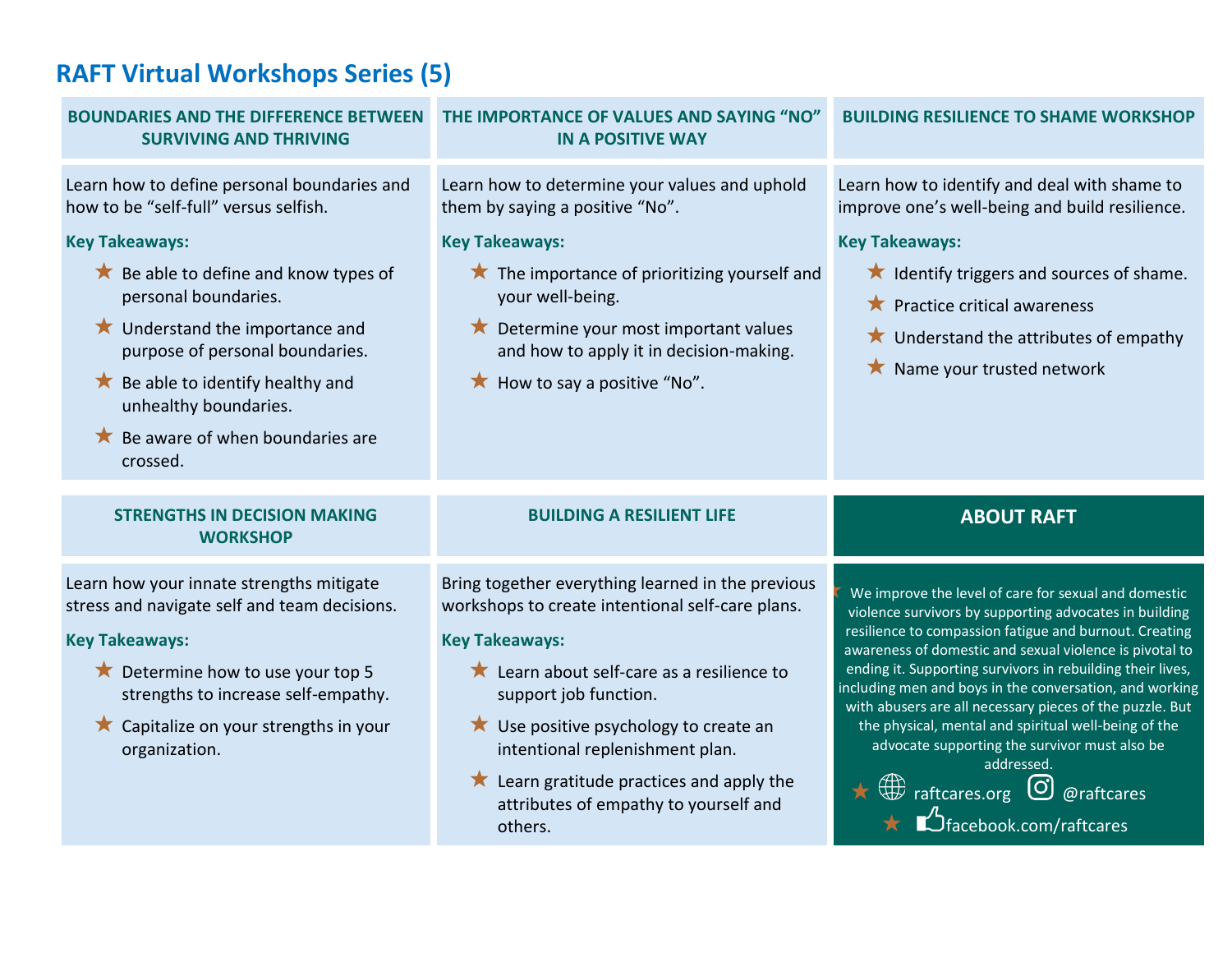# RAFT Virtual Workshops Series (5)

## BOUNDARIES AND THE DIFFERENCE BETWEEN SURVIVING AND THRIVING

Learn how to define personal boundaries and how to be "self-full" versus selfish.

**Key Takeaways:**

- Be able to define and know types of personal boundaries.
- Understand the importance and purpose of personal boundaries.
- Be able to identify healthy and unhealthy boundaries.
- Be aware of when boundaries are crossed.

## THE IMPORTANCE OF VALUES AND SAYING "NO" IN A POSITIVE WAY

Learn how to determine your values and uphold them by saying a positive "No".

**Key Takeaways:**

- The importance of prioritizing yourself and your well-being.
- Determine your most important values and how to apply it in decision-making.
- How to say a positive "No".

## BUILDING RESILIENCE TO SHAME WORKSHOP

Learn how to identify and deal with shame to improve one's well-being and build resilience.

**Key Takeaways:**

- Identify triggers and sources of shame.
- Practice critical awareness
- Understand the attributes of empathy
- Name your trusted network

## STRENGTHS IN DECISION MAKING WORKSHOP

Learn how your innate strengths mitigate stress and navigate self and team decisions.

**Key Takeaways:**

- Determine how to use your top 5 strengths to increase self-empathy.
- Capitalize on your strengths in your organization.

## BUILDING A RESILIENT LIFE

Bring together everything learned in the previous workshops to create intentional self-care plans.

**Key Takeaways:**

- Learn about self-care as a resilience to support job function.
- Use positive psychology to create an intentional replenishment plan.
- Learn gratitude practices and apply the attributes of empathy to yourself and others.

## ABOUT RAFT

We improve the level of care for sexual and domestic violence survivors by supporting advocates in building resilience to compassion fatigue and burnout. Creating awareness of domestic and sexual violence is pivotal to ending it. Supporting survivors in rebuilding their lives, including men and boys in the conversation, and working with abusers are all necessary pieces of the puzzle. But the physical, mental and spiritual well-being of the advocate supporting the survivor must also be addressed.

- raftcares.org @raftcares
- facebook.com/raftcares